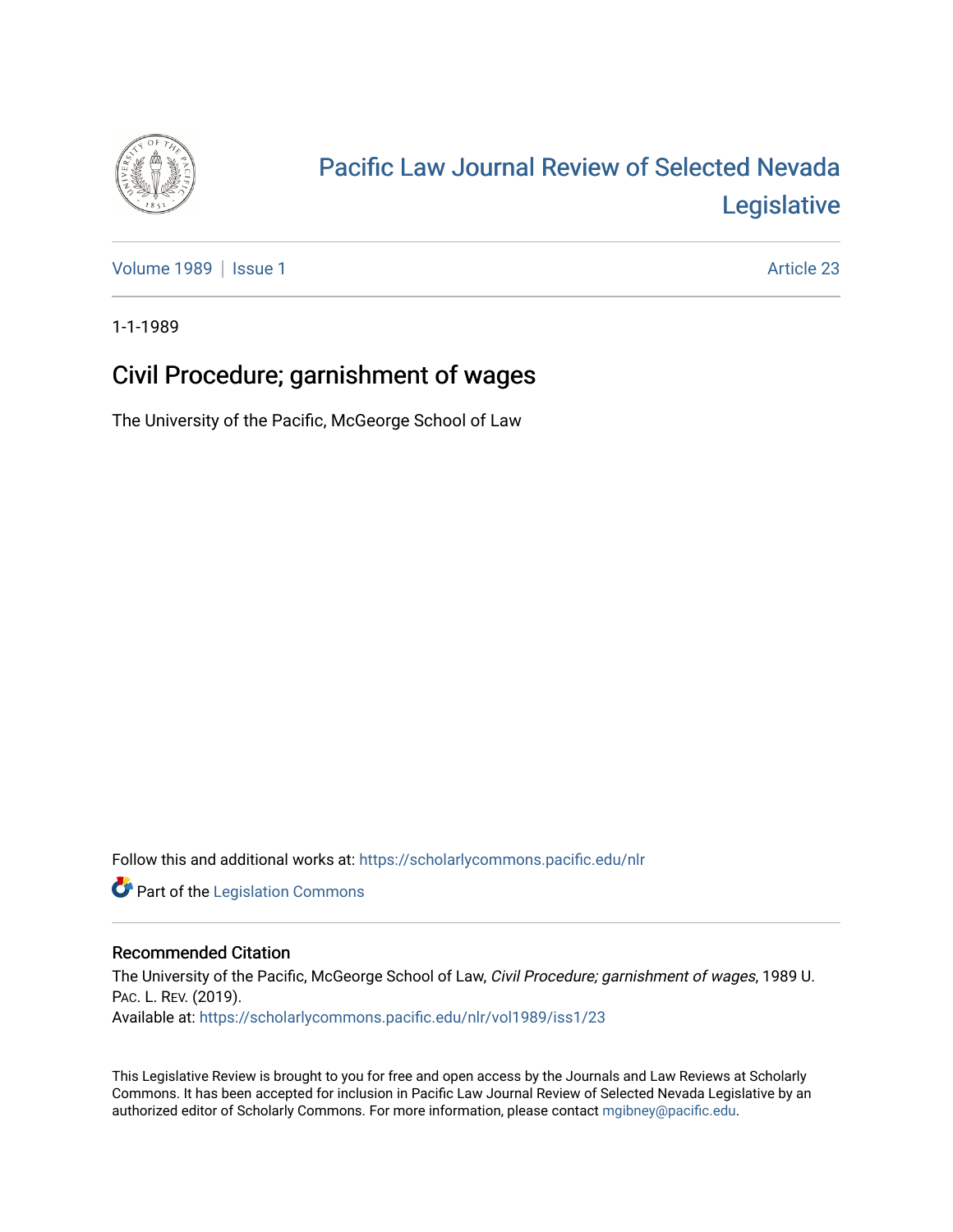# Pacific Law Journal Review of Selected Nevada Legislative

Volume 1989 | Issue 1 Article 23

1-1-1989

## Civil Procedure; garnishment of wages

The University of the Pacific, McGeorge School of Law

Follow this and additional works at: https://scholarlycommons.pacific.edu/nlr

Part of the Legislation Commons

### Recommended Citation

The University of the Pacific, McGeorge School of Law, *Civil Procedure; garnishment of wages*, 1989 U. Pac. L. Rev. (2019).

Available at: https://scholarlycommons.pacific.edu/nlr/vol1989/iss1/23

This Legislative Review is brought to you for free and open access by the Journals and Law Reviews at Scholarly Commons. It has been accepted for inclusion in Pacific Law Journal Review of Selected Nevada Legislative by an authorized editor of Scholarly Commons. For more information, please contact mgibney@pacific.edu.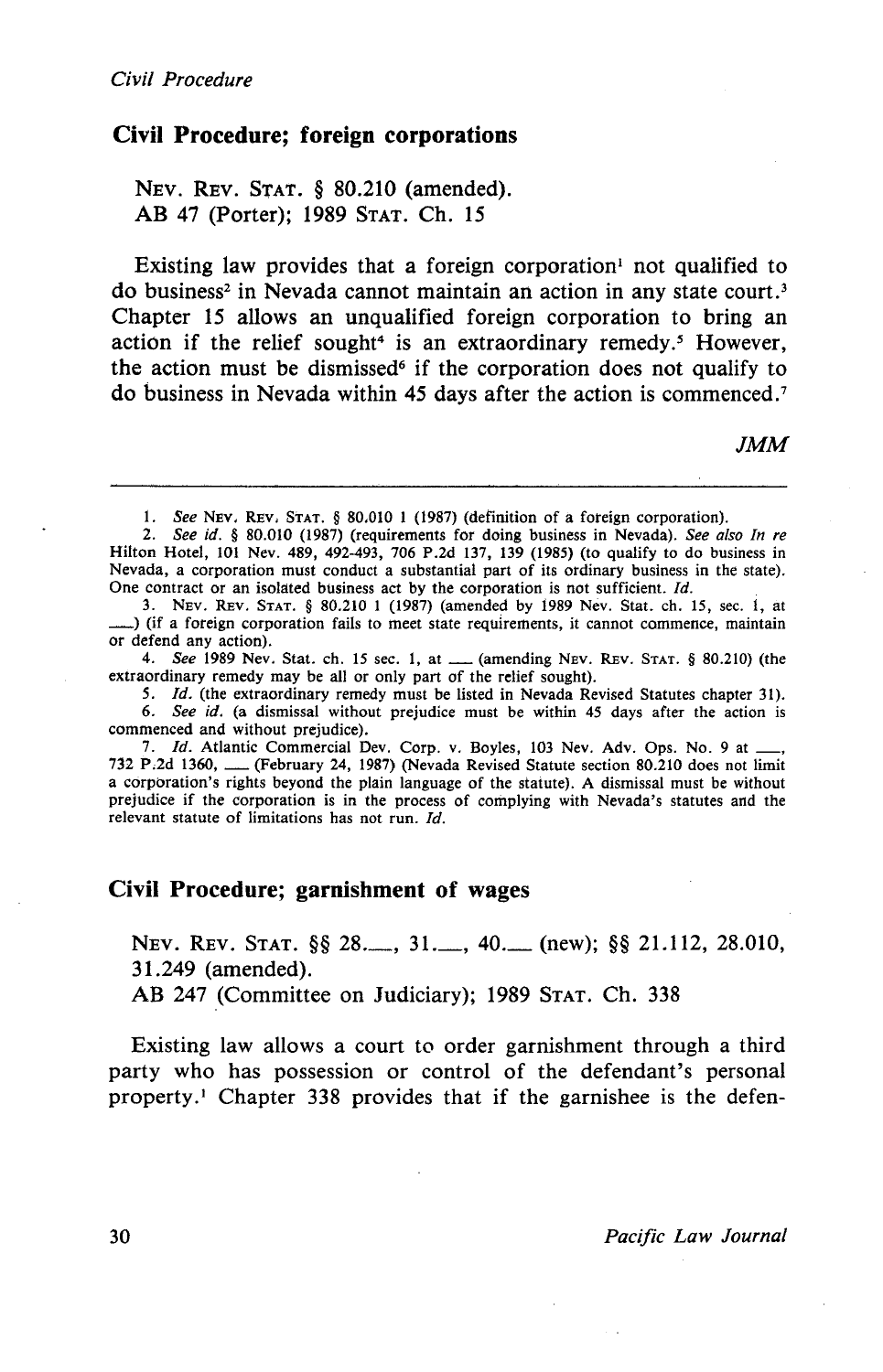## Civil Procedure; foreign corporations

NEV. REV. STAT. § 80.210 (amended).
AB 47 (Porter); 1989 STAT. Ch. 15

Existing law provides that a foreign corporation[1] not qualified to do business[2] in Nevada cannot maintain an action in any state court.[3] Chapter 15 allows an unqualified foreign corporation to bring an action if the relief sought[4] is an extraordinary remedy.[5] However, the action must be dismissed[6] if the corporation does not qualify to do business in Nevada within 45 days after the action is commenced.[7]

*JMM*

---

1. *See* NEV. REV. STAT. § 80.010 1 (1987) (definition of a foreign corporation).
2. *See id.* § 80.010 (1987) (requirements for doing business in Nevada). *See also In re* Hilton Hotel, 101 Nev. 489, 492-493, 706 P.2d 137, 139 (1985) (to qualify to do business in Nevada, a corporation must conduct a substantial part of its ordinary business in the state). One contract or an isolated business act by the corporation is not sufficient. *Id.*
3. NEV. REV. STAT. § 80.210 1 (1987) (amended by 1989 Nev. Stat. ch. 15, sec. 1, at \_\_\_) (if a foreign corporation fails to meet state requirements, it cannot commence, maintain or defend any action).
4. *See* 1989 Nev. Stat. ch. 15 sec. 1, at \_\_\_ (amending NEV. REV. STAT. § 80.210) (the extraordinary remedy may be all or only part of the relief sought).
5. *Id.* (the extraordinary remedy must be listed in Nevada Revised Statutes chapter 31).
6. *See id.* (a dismissal without prejudice must be within 45 days after the action is commenced and without prejudice).
7. *Id.* Atlantic Commercial Dev. Corp. v. Boyles, 103 Nev. Adv. Ops. No. 9 at \_\_\_, 732 P.2d 1360, \_\_\_ (February 24, 1987) (Nevada Revised Statute section 80.210 does not limit a corporation's rights beyond the plain language of the statute). A dismissal must be without prejudice if the corporation is in the process of complying with Nevada's statutes and the relevant statute of limitations has not run. *Id.*

## Civil Procedure; garnishment of wages

NEV. REV. STAT. §§ 28.\_\_\_, 31.\_\_\_, 40.\_\_\_ (new); §§ 21.112, 28.010, 31.249 (amended).
AB 247 (Committee on Judiciary); 1989 STAT. Ch. 338

Existing law allows a court to order garnishment through a third party who has possession or control of the defendant's personal property.[1] Chapter 338 provides that if the garnishee is the defen-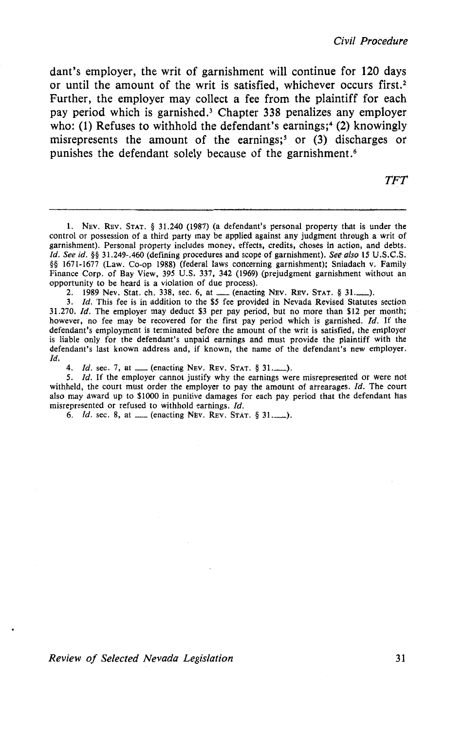dant's employer, the writ of garnishment will continue for 120 days or until the amount of the writ is satisfied, whichever occurs first.[2] Further, the employer may collect a fee from the plaintiff for each pay period which is garnished.[3] Chapter 338 penalizes any employer who: (1) Refuses to withhold the defendant's earnings;[4] (2) knowingly misrepresents the amount of the earnings;[5] or (3) discharges or punishes the defendant solely because of the garnishment.[6]

*TFT*

---

1. NEV. REV. STAT. § 31.240 (1987) (a defendant's personal property that is under the control or possession of a third party may be applied against any judgment through a writ of garnishment). Personal property includes money, effects, credits, choses in action, and debts. *Id. See id.* §§ 31.249-.460 (defining procedures and scope of garnishment). *See also* 15 U.S.C.S. §§ 1671-1677 (Law. Co-op 1988) (federal laws concerning garnishment); Sniadach v. Family Finance Corp. of Bay View, 395 U.S. 337, 342 (1969) (prejudgment garnishment without an opportunity to be heard is a violation of due process).

2. 1989 Nev. Stat. ch. 338, sec. 6, at ___ (enacting NEV. REV. STAT. § 31.___).

3. *Id.* This fee is in addition to the $5 fee provided in Nevada Revised Statutes section 31.270. *Id.* The employer may deduct $3 per pay period, but no more than $12 per month; however, no fee may be recovered for the first pay period which is garnished. *Id.* If the defendant's employment is terminated before the amount of the writ is satisfied, the employer is liable only for the defendant's unpaid earnings and must provide the plaintiff with the defendant's last known address and, if known, the name of the defendant's new employer. *Id.*

4. *Id.* sec. 7, at ___ (enacting NEV. REV. STAT. § 31.___).

5. *Id.* If the employer cannot justify why the earnings were misrepresented or were not withheld, the court must order the employer to pay the amount of arrearages. *Id.* The court also may award up to $1000 in punitive damages for each pay period that the defendant has misrepresented or refused to withhold earnings. *Id.*

6. *Id.* sec. 8, at ___ (enacting NEV. REV. STAT. § 31.___).